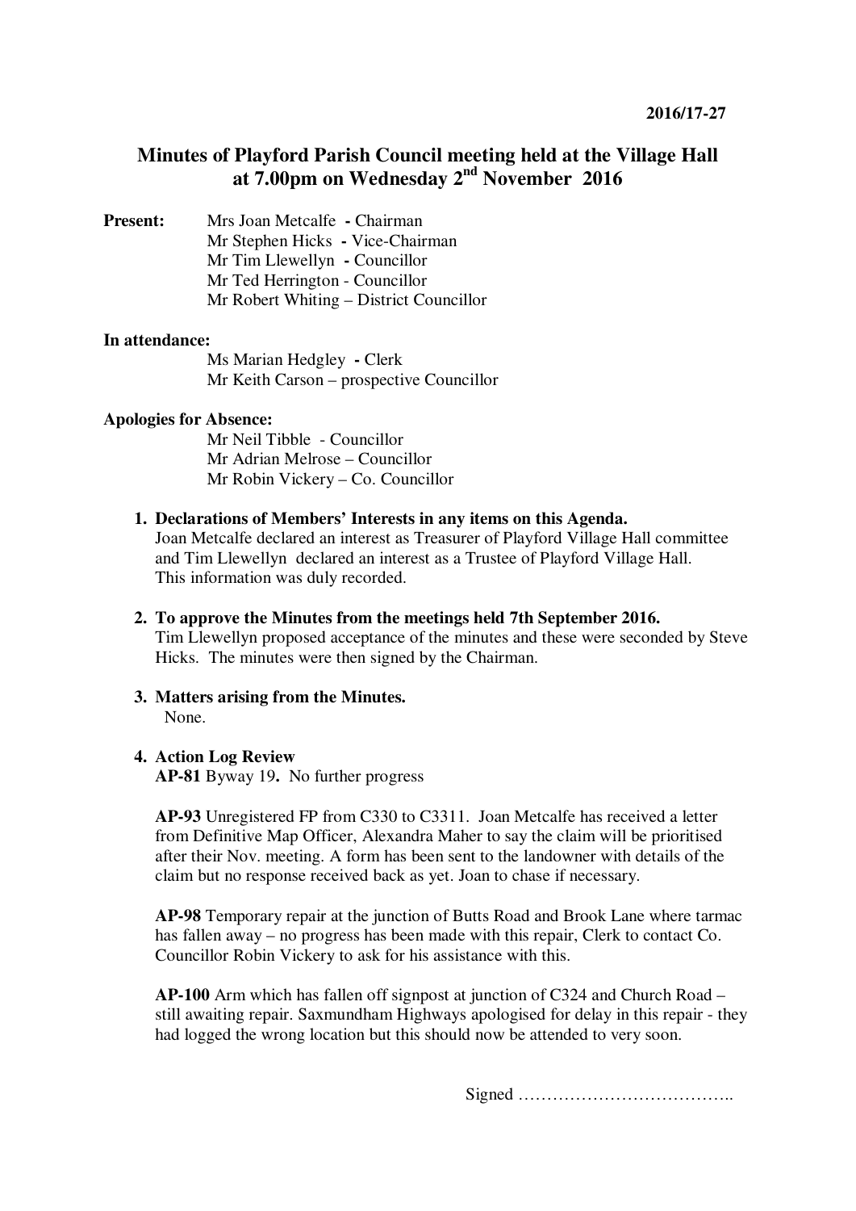**2016/17-27**

# Minutes of Playford Parish Council meeting held at the Village Hall at 7.00pm on Wednesday 2nd November 2016

**Present:**
Mrs Joan Metcalfe - Chairman
Mr Stephen Hicks - Vice-Chairman
Mr Tim Llewellyn - Councillor
Mr Ted Herrington - Councillor
Mr Robert Whiting – District Councillor

**In attendance:**
Ms Marian Hedgley - Clerk
Mr Keith Carson – prospective Councillor

**Apologies for Absence:**
Mr Neil Tibble - Councillor
Mr Adrian Melrose – Councillor
Mr Robin Vickery – Co. Councillor

1. **Declarations of Members' Interests in any items on this Agenda.**
   Joan Metcalfe declared an interest as Treasurer of Playford Village Hall committee and Tim Llewellyn declared an interest as a Trustee of Playford Village Hall. This information was duly recorded.

2. **To approve the Minutes from the meetings held 7th September 2016.**
   Tim Llewellyn proposed acceptance of the minutes and these were seconded by Steve Hicks. The minutes were then signed by the Chairman.

3. **Matters arising from the Minutes.**
   None.

4. **Action Log Review**
   **AP-81** Byway 19**.** No further progress

   **AP-93** Unregistered FP from C330 to C3311. Joan Metcalfe has received a letter from Definitive Map Officer, Alexandra Maher to say the claim will be prioritised after their Nov. meeting. A form has been sent to the landowner with details of the claim but no response received back as yet. Joan to chase if necessary.

   **AP-98** Temporary repair at the junction of Butts Road and Brook Lane where tarmac has fallen away – no progress has been made with this repair, Clerk to contact Co. Councillor Robin Vickery to ask for his assistance with this.

   **AP-100** Arm which has fallen off signpost at junction of C324 and Church Road – still awaiting repair. Saxmundham Highways apologised for delay in this repair - they had logged the wrong location but this should now be attended to very soon.

Signed ………………………………..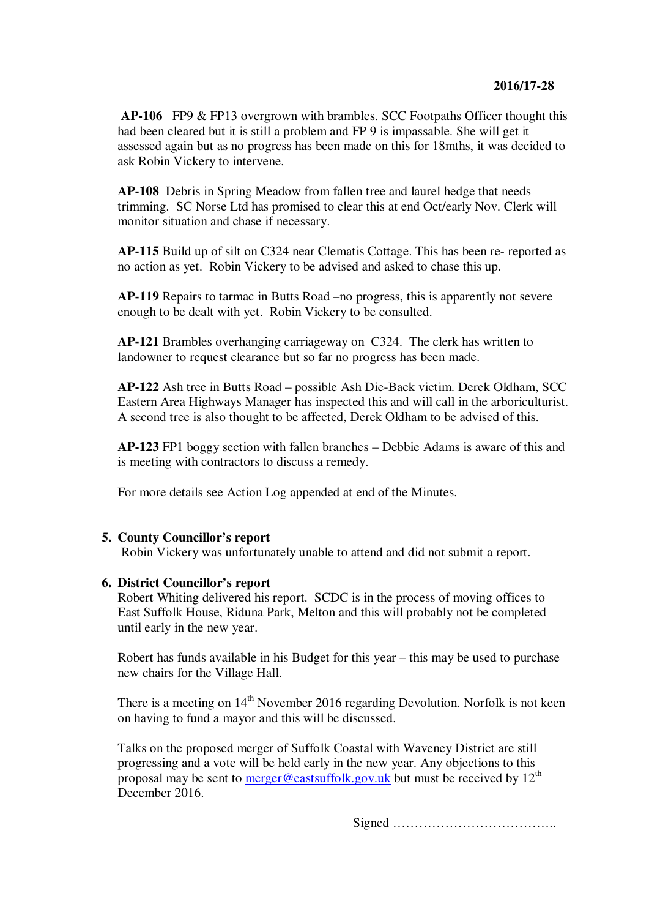**AP-106** FP9 & FP13 overgrown with brambles. SCC Footpaths Officer thought this had been cleared but it is still a problem and FP 9 is impassable. She will get it assessed again but as no progress has been made on this for 18mths, it was decided to ask Robin Vickery to intervene.

**AP-108** Debris in Spring Meadow from fallen tree and laurel hedge that needs trimming. SC Norse Ltd has promised to clear this at end Oct/early Nov. Clerk will monitor situation and chase if necessary.

**AP-115** Build up of silt on C324 near Clematis Cottage. This has been re- reported as no action as yet. Robin Vickery to be advised and asked to chase this up.

**AP-119** Repairs to tarmac in Butts Road –no progress, this is apparently not severe enough to be dealt with yet. Robin Vickery to be consulted.

**AP-121** Brambles overhanging carriageway on C324. The clerk has written to landowner to request clearance but so far no progress has been made.

**AP-122** Ash tree in Butts Road – possible Ash Die-Back victim. Derek Oldham, SCC Eastern Area Highways Manager has inspected this and will call in the arboriculturist. A second tree is also thought to be affected, Derek Oldham to be advised of this.

**AP-123** FP1 boggy section with fallen branches – Debbie Adams is aware of this and is meeting with contractors to discuss a remedy.

For more details see Action Log appended at end of the Minutes.

## 5. County Councillor's report

Robin Vickery was unfortunately unable to attend and did not submit a report.

## 6. District Councillor's report

Robert Whiting delivered his report. SCDC is in the process of moving offices to East Suffolk House, Riduna Park, Melton and this will probably not be completed until early in the new year.

Robert has funds available in his Budget for this year – this may be used to purchase new chairs for the Village Hall.

There is a meeting on 14th November 2016 regarding Devolution. Norfolk is not keen on having to fund a mayor and this will be discussed.

Talks on the proposed merger of Suffolk Coastal with Waveney District are still progressing and a vote will be held early in the new year. Any objections to this proposal may be sent to merger@eastsuffolk.gov.uk but must be received by 12th December 2016.

Signed ………………………………..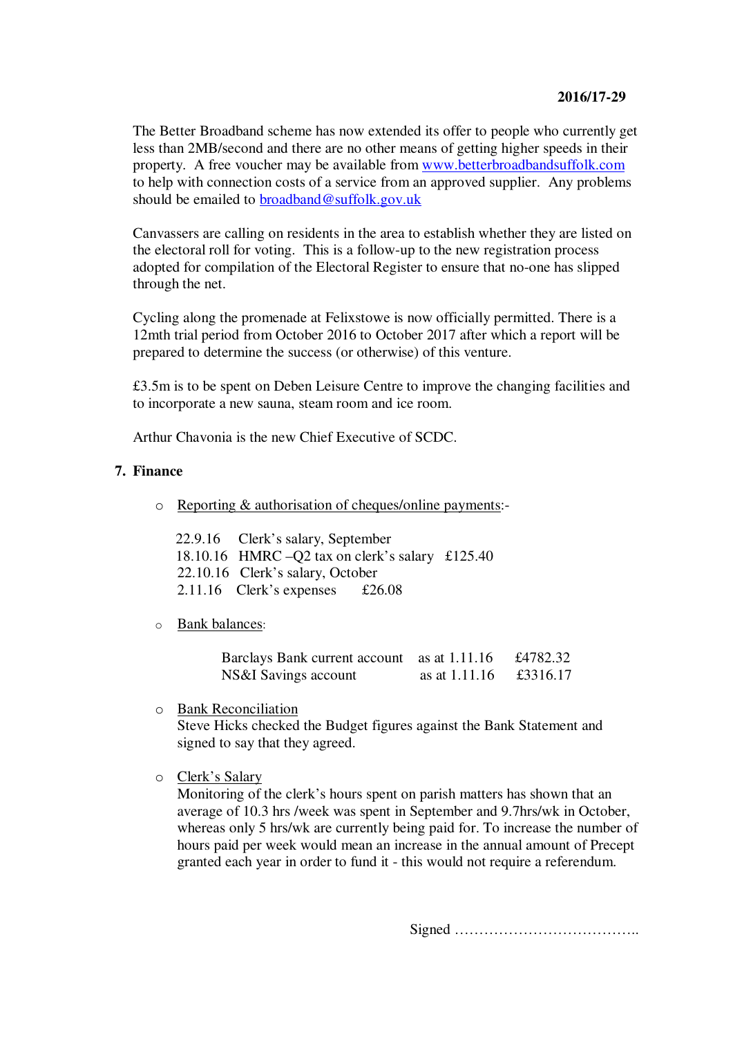**2016/17-29**

The Better Broadband scheme has now extended its offer to people who currently get less than 2MB/second and there are no other means of getting higher speeds in their property. A free voucher may be available from [www.betterbroadbandsuffolk.com](http://www.betterbroadbandsuffolk.com) to help with connection costs of a service from an approved supplier. Any problems should be emailed to [broadband@suffolk.gov.uk](mailto:broadband@suffolk.gov.uk)

Canvassers are calling on residents in the area to establish whether they are listed on the electoral roll for voting. This is a follow-up to the new registration process adopted for compilation of the Electoral Register to ensure that no-one has slipped through the net.

Cycling along the promenade at Felixstowe is now officially permitted. There is a 12mth trial period from October 2016 to October 2017 after which a report will be prepared to determine the success (or otherwise) of this venture.

£3.5m is to be spent on Deben Leisure Centre to improve the changing facilities and to incorporate a new sauna, steam room and ice room.

Arthur Chavonia is the new Chief Executive of SCDC.

## 7. Finance

- Reporting & authorisation of cheques/online payments:-

  22.9.16 Clerk's salary, September
  18.10.16 HMRC –Q2 tax on clerk's salary £125.40
  22.10.16 Clerk's salary, October
  2.11.16 Clerk's expenses £26.08

- Bank balances:

  | | | |
  |---|---|---|
  | Barclays Bank current account | as at 1.11.16 | £4782.32 |
  | NS&I Savings account | as at 1.11.16 | £3316.17 |

- Bank Reconciliation
  Steve Hicks checked the Budget figures against the Bank Statement and signed to say that they agreed.

- Clerk's Salary
  Monitoring of the clerk's hours spent on parish matters has shown that an average of 10.3 hrs /week was spent in September and 9.7hrs/wk in October, whereas only 5 hrs/wk are currently being paid for. To increase the number of hours paid per week would mean an increase in the annual amount of Precept granted each year in order to fund it - this would not require a referendum.

Signed ………………………………..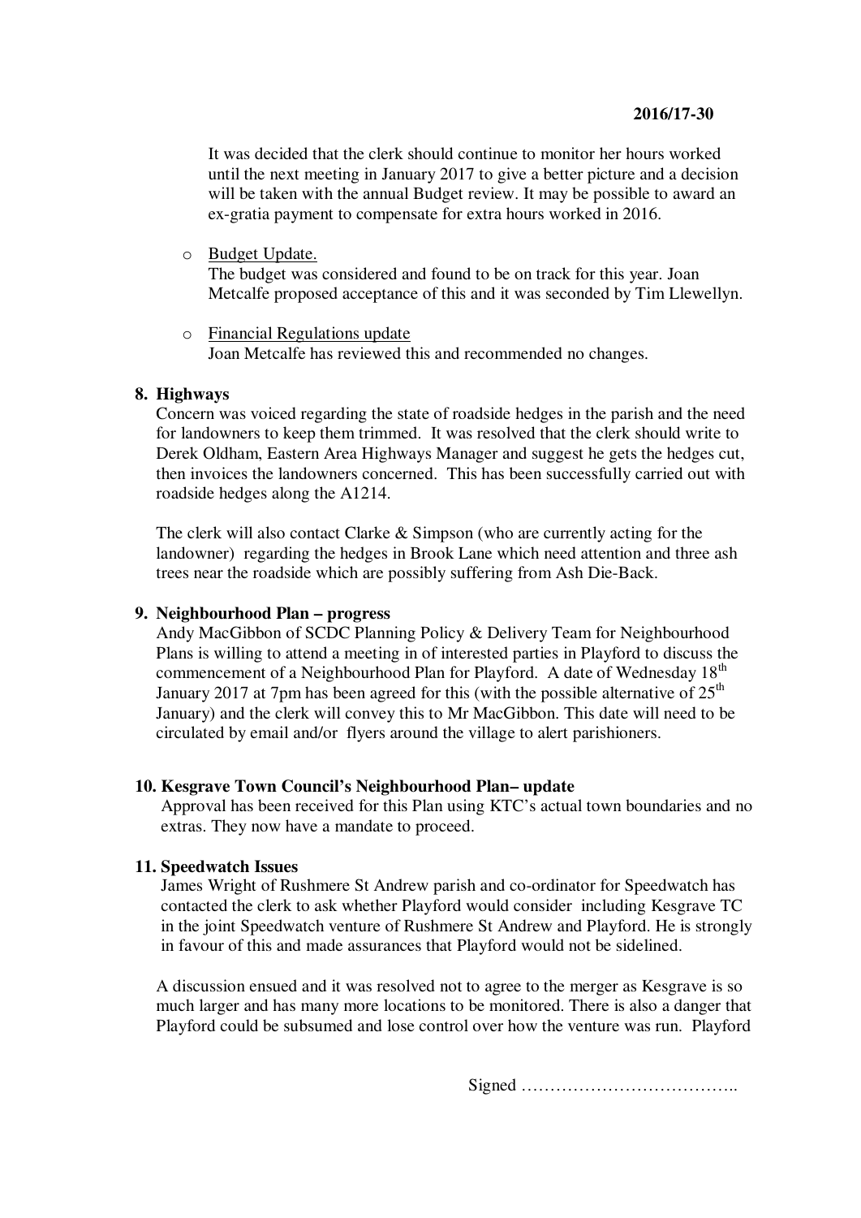It was decided that the clerk should continue to monitor her hours worked until the next meeting in January 2017 to give a better picture and a decision will be taken with the annual Budget review. It may be possible to award an ex-gratia payment to compensate for extra hours worked in 2016.

- Budget Update.
  The budget was considered and found to be on track for this year. Joan Metcalfe proposed acceptance of this and it was seconded by Tim Llewellyn.

- Financial Regulations update
  Joan Metcalfe has reviewed this and recommended no changes.

**8. Highways**

Concern was voiced regarding the state of roadside hedges in the parish and the need for landowners to keep them trimmed. It was resolved that the clerk should write to Derek Oldham, Eastern Area Highways Manager and suggest he gets the hedges cut, then invoices the landowners concerned. This has been successfully carried out with roadside hedges along the A1214.

The clerk will also contact Clarke & Simpson (who are currently acting for the landowner) regarding the hedges in Brook Lane which need attention and three ash trees near the roadside which are possibly suffering from Ash Die-Back.

**9. Neighbourhood Plan – progress**

Andy MacGibbon of SCDC Planning Policy & Delivery Team for Neighbourhood Plans is willing to attend a meeting in of interested parties in Playford to discuss the commencement of a Neighbourhood Plan for Playford. A date of Wednesday 18th January 2017 at 7pm has been agreed for this (with the possible alternative of 25th January) and the clerk will convey this to Mr MacGibbon. This date will need to be circulated by email and/or flyers around the village to alert parishioners.

**10. Kesgrave Town Council's Neighbourhood Plan– update**

Approval has been received for this Plan using KTC's actual town boundaries and no extras. They now have a mandate to proceed.

**11. Speedwatch Issues**

James Wright of Rushmere St Andrew parish and co-ordinator for Speedwatch has contacted the clerk to ask whether Playford would consider including Kesgrave TC in the joint Speedwatch venture of Rushmere St Andrew and Playford. He is strongly in favour of this and made assurances that Playford would not be sidelined.

A discussion ensued and it was resolved not to agree to the merger as Kesgrave is so much larger and has many more locations to be monitored. There is also a danger that Playford could be subsumed and lose control over how the venture was run. Playford

Signed ………………………………..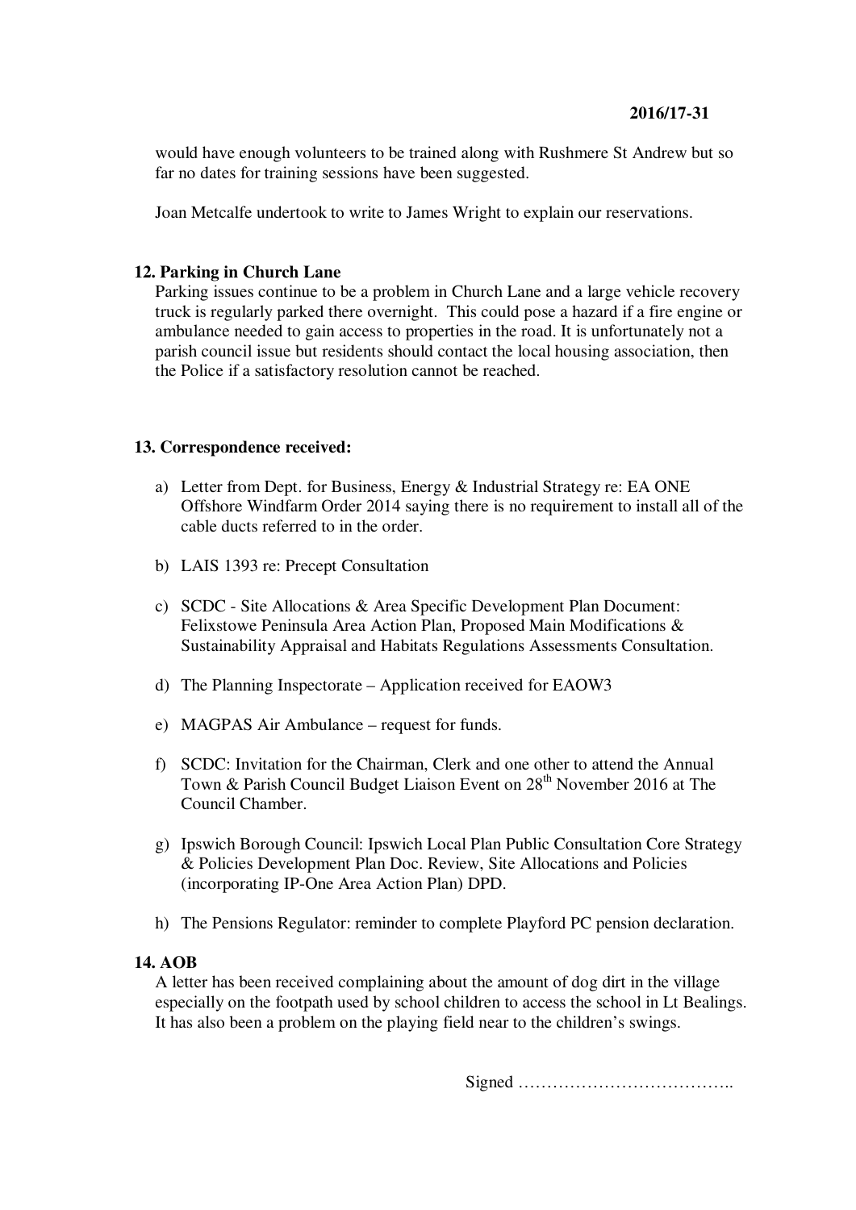would have enough volunteers to be trained along with Rushmere St Andrew but so far no dates for training sessions have been suggested.

Joan Metcalfe undertook to write to James Wright to explain our reservations.

**12. Parking in Church Lane**

Parking issues continue to be a problem in Church Lane and a large vehicle recovery truck is regularly parked there overnight. This could pose a hazard if a fire engine or ambulance needed to gain access to properties in the road. It is unfortunately not a parish council issue but residents should contact the local housing association, then the Police if a satisfactory resolution cannot be reached.

**13. Correspondence received:**

a) Letter from Dept. for Business, Energy & Industrial Strategy re: EA ONE Offshore Windfarm Order 2014 saying there is no requirement to install all of the cable ducts referred to in the order.

b) LAIS 1393 re: Precept Consultation

c) SCDC - Site Allocations & Area Specific Development Plan Document: Felixstowe Peninsula Area Action Plan, Proposed Main Modifications & Sustainability Appraisal and Habitats Regulations Assessments Consultation.

d) The Planning Inspectorate – Application received for EAOW3

e) MAGPAS Air Ambulance – request for funds.

f) SCDC: Invitation for the Chairman, Clerk and one other to attend the Annual Town & Parish Council Budget Liaison Event on 28th November 2016 at The Council Chamber.

g) Ipswich Borough Council: Ipswich Local Plan Public Consultation Core Strategy & Policies Development Plan Doc. Review, Site Allocations and Policies (incorporating IP-One Area Action Plan) DPD.

h) The Pensions Regulator: reminder to complete Playford PC pension declaration.

**14. AOB**

A letter has been received complaining about the amount of dog dirt in the village especially on the footpath used by school children to access the school in Lt Bealings. It has also been a problem on the playing field near to the children's swings.

Signed ………………………………..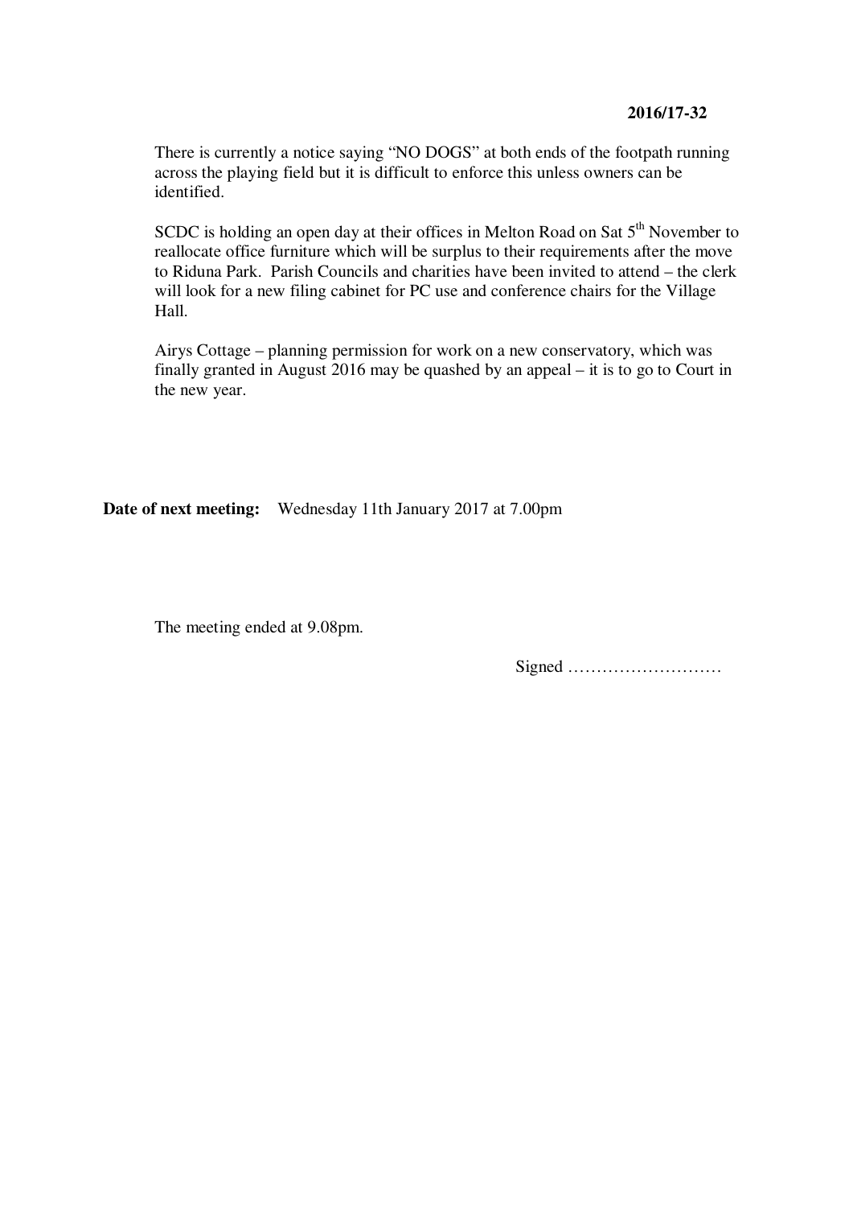**2016/17-32**

There is currently a notice saying "NO DOGS" at both ends of the footpath running across the playing field but it is difficult to enforce this unless owners can be identified.

SCDC is holding an open day at their offices in Melton Road on Sat 5th November to reallocate office furniture which will be surplus to their requirements after the move to Riduna Park. Parish Councils and charities have been invited to attend – the clerk will look for a new filing cabinet for PC use and conference chairs for the Village Hall.

Airys Cottage – planning permission for work on a new conservatory, which was finally granted in August 2016 may be quashed by an appeal – it is to go to Court in the new year.

**Date of next meeting:** Wednesday 11th January 2017 at 7.00pm

The meeting ended at 9.08pm.

Signed ………………………